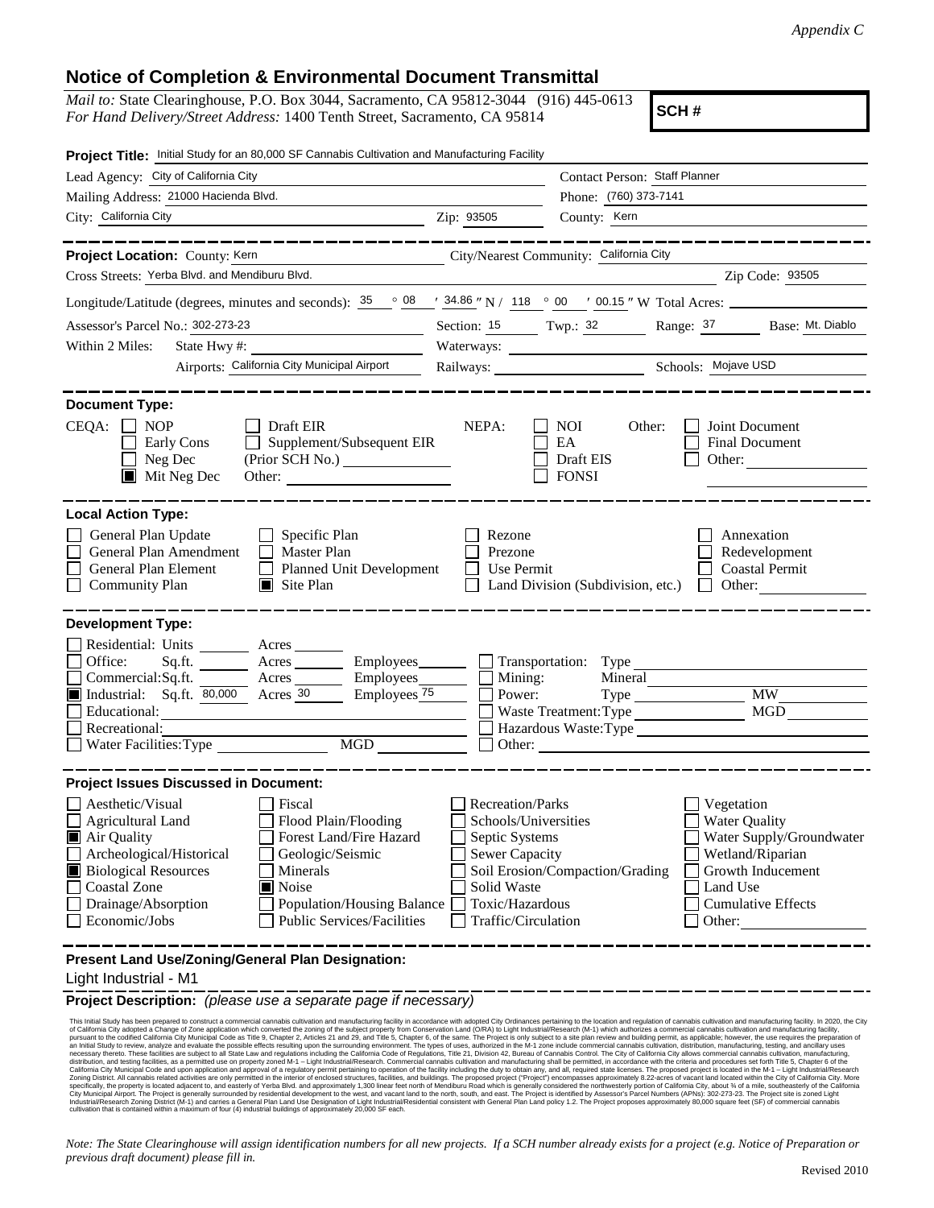*Appendix C*

## Notice of Completion & Environmental Document Transmittal

*Mail to:* State Clearinghouse, P.O. Box 3044, Sacramento, CA 95812-3044 (916) 445-0613
*For Hand Delivery/Street Address:* 1400 Tenth Street, Sacramento, CA 95814

**SCH #**

**Project Title:** Initial Study for an 80,000 SF Cannabis Cultivation and Manufacturing Facility

Lead Agency: City of California City
Contact Person: Staff Planner
Mailing Address: 21000 Hacienda Blvd.
Phone: (760) 373-7141
City: California City
Zip: 93505
County: Kern

---

**Project Location:** County: Kern
City/Nearest Community: California City
Cross Streets: Yerba Blvd. and Mendiburu Blvd.
Zip Code: 93505

Longitude/Latitude (degrees, minutes and seconds): 35 ° 08 ′ 34.86 ″ N / 118 ° 00 ′ 00.15 ″ W Total Acres:

Assessor's Parcel No.: 302-273-23
Section: 15 Twp.: 32 Range: 37 Base: Mt. Diablo

Within 2 Miles: State Hwy #:
Waterways:
Airports: California City Municipal Airport
Railways:
Schools: Mojave USD

---

**Document Type:**

CEQA: ☐ NOP ☐ Early Cons ☐ Neg Dec ■ Mit Neg Dec ☐ Draft EIR ☐ Supplement/Subsequent EIR (Prior SCH No.) Other:

NEPA: ☐ NOI ☐ EA ☐ Draft EIS ☐ FONSI

Other: ☐ Joint Document ☐ Final Document ☐ Other:

---

**Local Action Type:**

☐ General Plan Update
☐ General Plan Amendment
☐ General Plan Element
☐ Community Plan
☐ Specific Plan
☐ Master Plan
☐ Planned Unit Development
■ Site Plan
☐ Rezone
☐ Prezone
☐ Use Permit
☐ Land Division (Subdivision, etc.)
☐ Annexation
☐ Redevelopment
☐ Coastal Permit
☐ Other:

---

**Development Type:**

☐ Residential: Units Acres
☐ Office: Sq.ft. Acres Employees
☐ Commercial: Sq.ft. Acres Employees
■ Industrial: Sq.ft. 80,000 Acres 30 Employees 75
☐ Educational:
☐ Recreational:
☐ Water Facilities: Type MGD
☐ Transportation: Type
☐ Mining: Mineral
☐ Power: Type MW
☐ Waste Treatment: Type MGD
☐ Hazardous Waste: Type
☐ Other:

---

**Project Issues Discussed in Document:**

☐ Aesthetic/Visual
☐ Agricultural Land
■ Air Quality
☐ Archeological/Historical
■ Biological Resources
☐ Coastal Zone
☐ Drainage/Absorption
☐ Economic/Jobs
☐ Fiscal
☐ Flood Plain/Flooding
☐ Forest Land/Fire Hazard
☐ Geologic/Seismic
☐ Minerals
■ Noise
☐ Population/Housing Balance
☐ Public Services/Facilities
☐ Recreation/Parks
☐ Schools/Universities
☐ Septic Systems
☐ Sewer Capacity
☐ Soil Erosion/Compaction/Grading
☐ Solid Waste
☐ Toxic/Hazardous
☐ Traffic/Circulation
☐ Vegetation
☐ Water Quality
☐ Water Supply/Groundwater
☐ Wetland/Riparian
☐ Growth Inducement
☐ Land Use
☐ Cumulative Effects
☐ Other:

---

**Present Land Use/Zoning/General Plan Designation:**

Light Industrial - M1

**Project Description:** *(please use a separate page if necessary)*

This Initial Study has been prepared to construct a commercial cannabis cultivation and manufacturing facility in accordance with adopted City Ordinances pertaining to the location and regulation of cannabis cultivation and manufacturing facility. In 2020, the City of California City adopted a Change of Zone application which converted the zoning of the subject property from Conservation Land (O/RA) to Light Industrial/Research (M-1) which authorizes a commercial cannabis cultivation and manufacturing facility, pursuant to the codified California City Municipal Code as Title 9, Chapter 2, Articles 21 and 29, and Title 5, Chapter 6, of the same. The Project is only subject to a site plan review and building permit, as applicable; however, the use requires the preparation of an Initial Study to review, analyze and evaluate the possible effects resulting upon the surrounding environment. The types of uses, authorized in the M-1 zone include commercial cannabis cultivation, distribution, manufacturing, testing, and ancillary uses necessary thereto. These facilities are subject to all State Law and regulations including the California Code of Regulations, Title 21, Division 42, Bureau of Cannabis Control. The City of California City allows commercial cannabis cultivation, manufacturing, distribution, and testing facilities, as a permitted use on property zoned M-1 – Light Industrial/Research. Commercial cannabis cultivation and manufacturing shall be permitted, in accordance with the criteria and procedures set forth Title 5, Chapter 6 of the California City Municipal Code and upon application and approval of a regulatory permit pertaining to operation of the facility including the duty to obtain any, and all, required state licenses. The proposed project is located in the M-1 – Light Industrial/Research Zoning District. All cannabis related activities are only permitted in the interior of enclosed structures, facilities, and buildings. The proposed project ("Project") encompasses approximately 8.22-acres of vacant land located within the City of California City. More specifically, the property is located adjacent to, and easterly of Yerba Blvd. and approximately 1,300 linear feet north of Mendiburu Road which is generally considered the northwesterly portion of California City, about ¾ of a mile, southeasterly of the California City Municipal Airport. The Project is generally surrounded by residential development to the west, and vacant land to the north, south, and east. The Project is identified by Assessor's Parcel Numbers (APNs): 302-273-23. The Project site is zoned Light Industrial/Research Zoning District (M-1) and carries a General Plan Land Use Designation of Light Industrial/Residential consistent with General Plan Land policy 1.2. The Project proposes approximately 80,000 square feet (SF) of commercial cannabis cultivation that is contained within a maximum of four (4) industrial buildings of approximately 20,000 SF each.

*Note: The State Clearinghouse will assign identification numbers for all new projects. If a SCH number already exists for a project (e.g. Notice of Preparation or previous draft document) please fill in.*

Revised 2010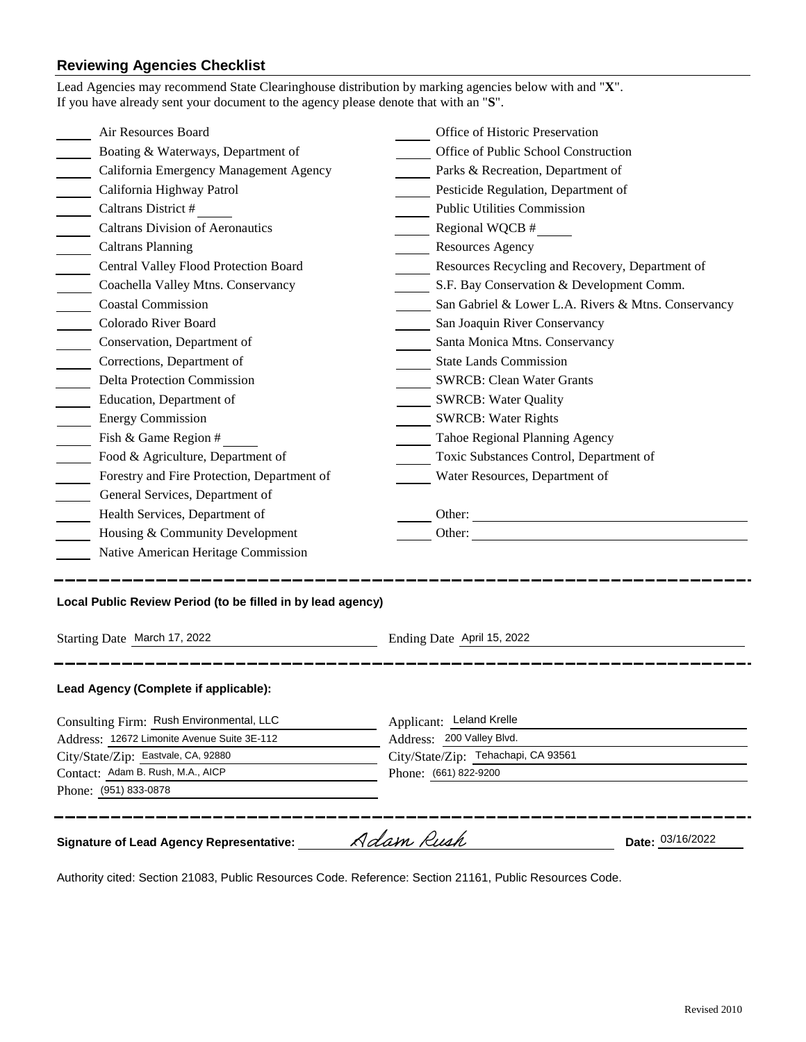## Reviewing Agencies Checklist

Lead Agencies may recommend State Clearinghouse distribution by marking agencies below with and "**X**".
If you have already sent your document to the agency please denote that with an "**S**".

| | | | |
|---|---|---|---|
| ____ | Air Resources Board | ____ | Office of Historic Preservation |
| ____ | Boating & Waterways, Department of | ____ | Office of Public School Construction |
| ____ | California Emergency Management Agency | ____ | Parks & Recreation, Department of |
| ____ | California Highway Patrol | ____ | Pesticide Regulation, Department of |
| ____ | Caltrans District # ____ | ____ | Public Utilities Commission |
| ____ | Caltrans Division of Aeronautics | ____ | Regional WQCB # ____ |
| ____ | Caltrans Planning | ____ | Resources Agency |
| ____ | Central Valley Flood Protection Board | ____ | Resources Recycling and Recovery, Department of |
| ____ | Coachella Valley Mtns. Conservancy | ____ | S.F. Bay Conservation & Development Comm. |
| ____ | Coastal Commission | ____ | San Gabriel & Lower L.A. Rivers & Mtns. Conservancy |
| ____ | Colorado River Board | ____ | San Joaquin River Conservancy |
| ____ | Conservation, Department of | ____ | Santa Monica Mtns. Conservancy |
| ____ | Corrections, Department of | ____ | State Lands Commission |
| ____ | Delta Protection Commission | ____ | SWRCB: Clean Water Grants |
| ____ | Education, Department of | ____ | SWRCB: Water Quality |
| ____ | Energy Commission | ____ | SWRCB: Water Rights |
| ____ | Fish & Game Region # ____ | ____ | Tahoe Regional Planning Agency |
| ____ | Food & Agriculture, Department of | ____ | Toxic Substances Control, Department of |
| ____ | Forestry and Fire Protection, Department of | ____ | Water Resources, Department of |
| ____ | General Services, Department of | | |
| ____ | Health Services, Department of | ____ | Other: ____________ |
| ____ | Housing & Community Development | ____ | Other: ____________ |
| ____ | Native American Heritage Commission | | |

---

**Local Public Review Period (to be filled in by lead agency)**

Starting Date March 17, 2022

Ending Date April 15, 2022

---

**Lead Agency (Complete if applicable):**

Consulting Firm: Rush Environmental, LLC
Address: 12672 Limonite Avenue Suite 3E-112
City/State/Zip: Eastvale, CA, 92880
Contact: Adam B. Rush, M.A., AICP
Phone: (951) 833-0878

Applicant: Leland Krelle
Address: 200 Valley Blvd.
City/State/Zip: Tehachapi, CA 93561
Phone: (661) 822-9200

---

**Signature of Lead Agency Representative:** *Adam Rush* **Date:** 03/16/2022

Authority cited: Section 21083, Public Resources Code. Reference: Section 21161, Public Resources Code.

Revised 2010